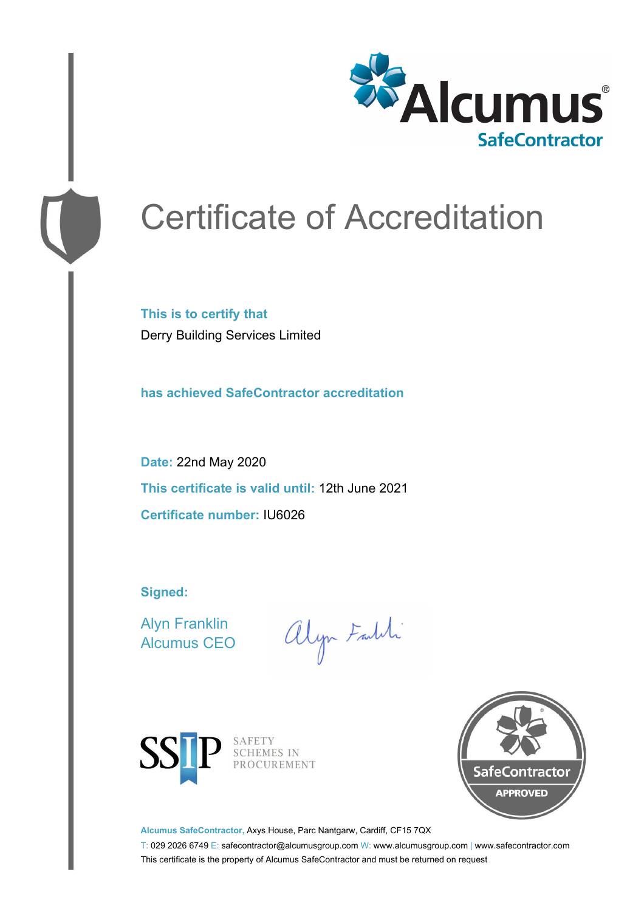Alcumus®
SafeContractor

# Certificate of Accreditation

**This is to certify that**

Derry Building Services Limited

**has achieved SafeContractor accreditation**

**Date:** 22nd May 2020

**This certificate is valid until:** 12th June 2021

**Certificate number:** IU6026

**Signed:**

Alyn Franklin
Alcumus CEO

SSIP SAFETY SCHEMES IN PROCUREMENT

SafeContractor APPROVED

**Alcumus SafeContractor,** Axys House, Parc Nantgarw, Cardiff, CF15 7QX

T: 029 2026 6749 E: safecontractor@alcumusgroup.com W: www.alcumusgroup.com | www.safecontractor.com

This certificate is the property of Alcumus SafeContractor and must be returned on request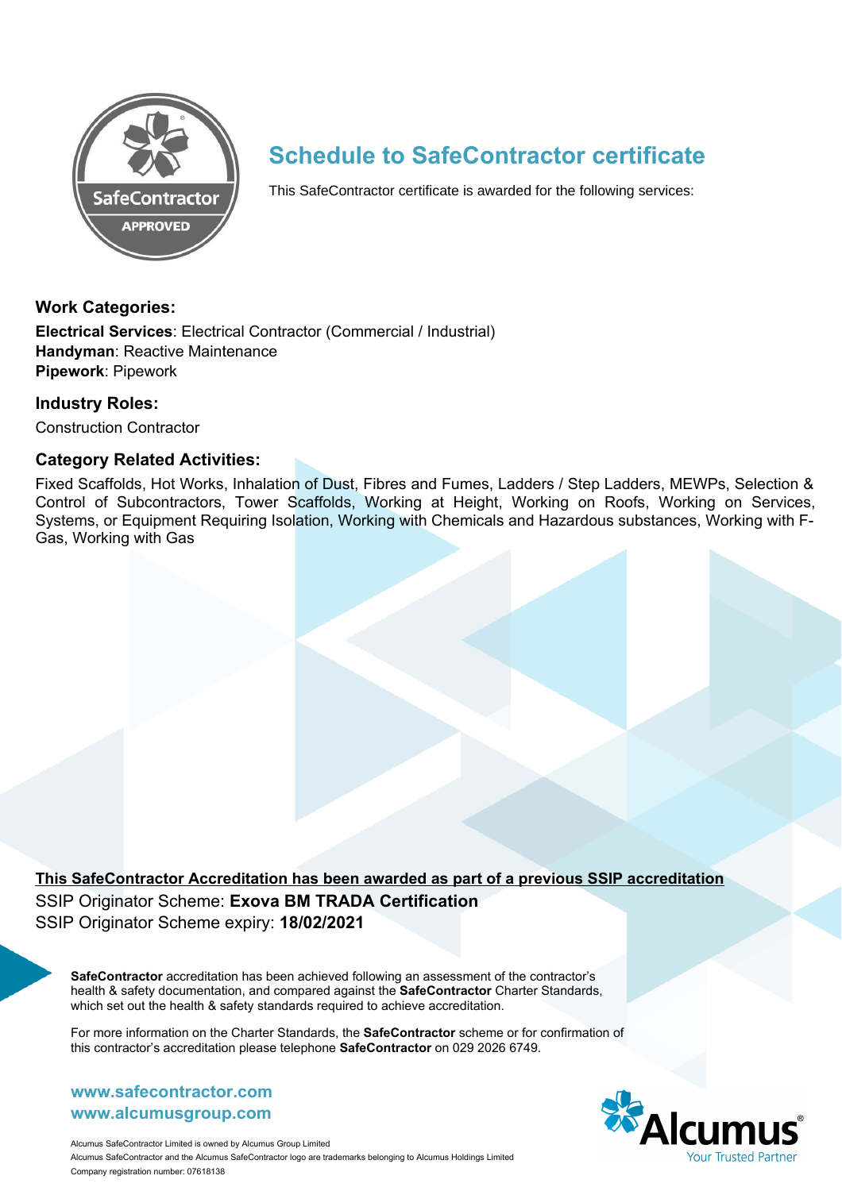# Schedule to SafeContractor certificate

This SafeContractor certificate is awarded for the following services:

## Work Categories:

**Electrical Services**: Electrical Contractor (Commercial / Industrial)
**Handyman**: Reactive Maintenance
**Pipework**: Pipework

## Industry Roles:

Construction Contractor

## Category Related Activities:

Fixed Scaffolds, Hot Works, Inhalation of Dust, Fibres and Fumes, Ladders / Step Ladders, MEWPs, Selection & Control of Subcontractors, Tower Scaffolds, Working at Height, Working on Roofs, Working on Services, Systems, or Equipment Requiring Isolation, Working with Chemicals and Hazardous substances, Working with F-Gas, Working with Gas

**This SafeContractor Accreditation has been awarded as part of a previous SSIP accreditation**

SSIP Originator Scheme: **Exova BM TRADA Certification**
SSIP Originator Scheme expiry: **18/02/2021**

**SafeContractor** accreditation has been achieved following an assessment of the contractor's health & safety documentation, and compared against the **SafeContractor** Charter Standards, which set out the health & safety standards required to achieve accreditation.

For more information on the Charter Standards, the **SafeContractor** scheme or for confirmation of this contractor's accreditation please telephone **SafeContractor** on 029 2026 6749.

**www.safecontractor.com**
**www.alcumusgroup.com**

Alcumus SafeContractor Limited is owned by Alcumus Group Limited
Alcumus SafeContractor and the Alcumus SafeContractor logo are trademarks belonging to Alcumus Holdings Limited
Company registration number: 07618138

Alcumus®
Your Trusted Partner